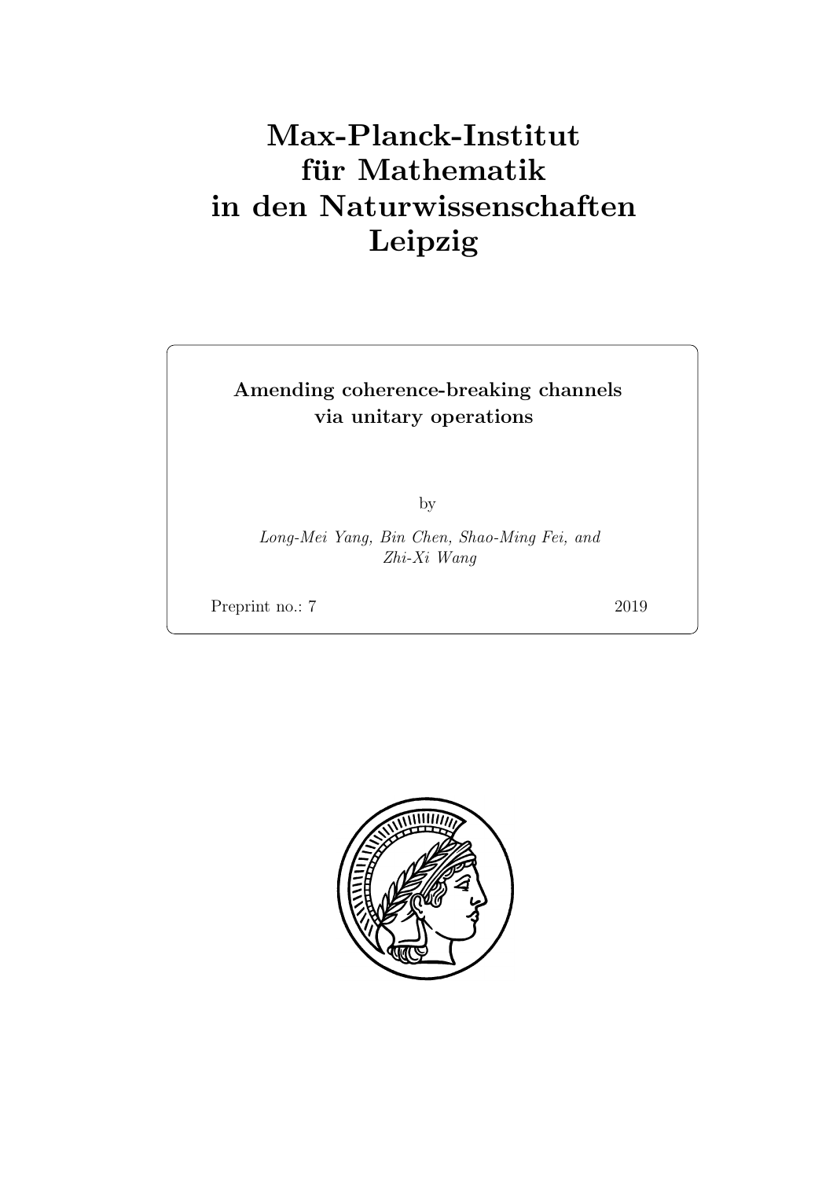# Max-Planck-Institut für Mathematik in den Naturwissenschaften Leipzig

**Amending coherence-breaking channels via unitary operations**

by

*Long-Mei Yang, Bin Chen, Shao-Ming Fei, and Zhi-Xi Wang*

Preprint no.: 7 2019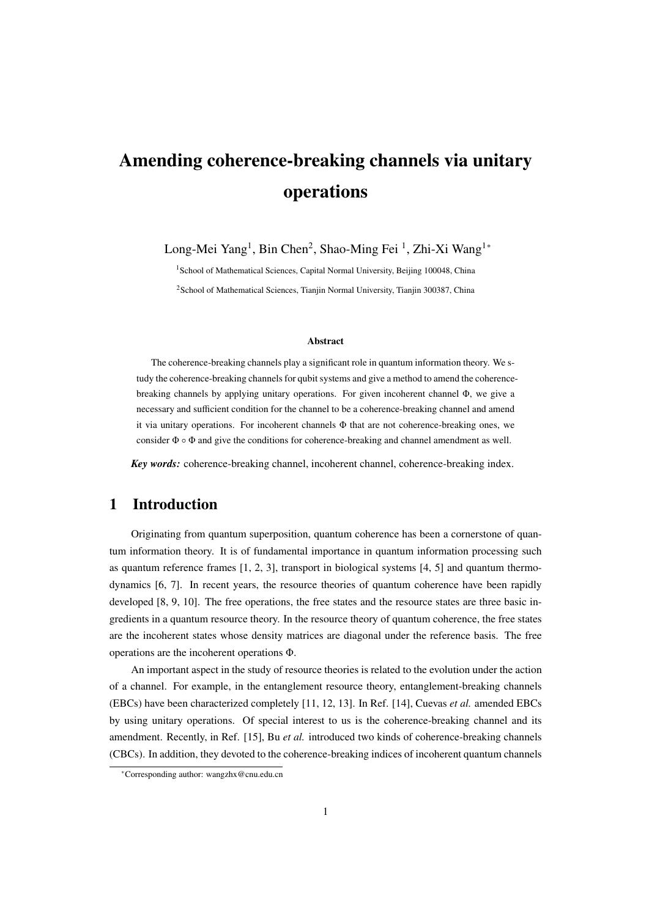# Amending coherence-breaking channels via unitary operations

Long-Mei Yang[1], Bin Chen[2], Shao-Ming Fei [1], Zhi-Xi Wang[1*]

[1]School of Mathematical Sciences, Capital Normal University, Beijing 100048, China

[2]School of Mathematical Sciences, Tianjin Normal University, Tianjin 300387, China

#### Abstract

The coherence-breaking channels play a significant role in quantum information theory. We study the coherence-breaking channels for qubit systems and give a method to amend the coherence-breaking channels by applying unitary operations. For given incoherent channel $\Phi$, we give a necessary and sufficient condition for the channel to be a coherence-breaking channel and amend it via unitary operations. For incoherent channels $\Phi$ that are not coherence-breaking ones, we consider $\Phi \circ \Phi$ and give the conditions for coherence-breaking and channel amendment as well.

***Key words:*** coherence-breaking channel, incoherent channel, coherence-breaking index.

## 1 Introduction

Originating from quantum superposition, quantum coherence has been a cornerstone of quantum information theory. It is of fundamental importance in quantum information processing such as quantum reference frames [1, 2, 3], transport in biological systems [4, 5] and quantum thermodynamics [6, 7]. In recent years, the resource theories of quantum coherence have been rapidly developed [8, 9, 10]. The free operations, the free states and the resource states are three basic ingredients in a quantum resource theory. In the resource theory of quantum coherence, the free states are the incoherent states whose density matrices are diagonal under the reference basis. The free operations are the incoherent operations $\Phi$.

An important aspect in the study of resource theories is related to the evolution under the action of a channel. For example, in the entanglement resource theory, entanglement-breaking channels (EBCs) have been characterized completely [11, 12, 13]. In Ref. [14], Cuevas *et al.* amended EBCs by using unitary operations. Of special interest to us is the coherence-breaking channel and its amendment. Recently, in Ref. [15], Bu *et al.* introduced two kinds of coherence-breaking channels (CBCs). In addition, they devoted to the coherence-breaking indices of incoherent quantum channels

*Corresponding author: wangzhx@cnu.edu.cn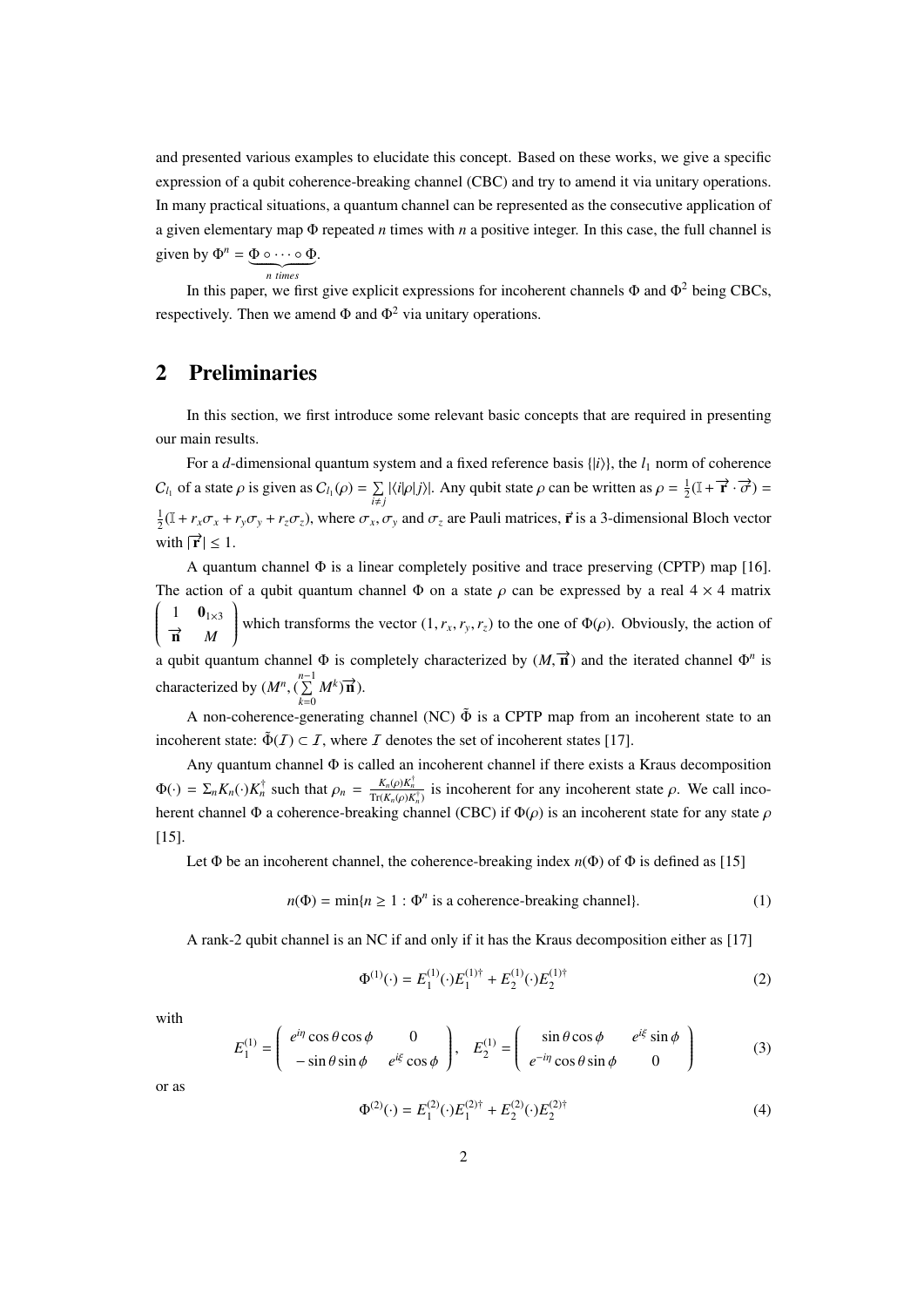and presented various examples to elucidate this concept. Based on these works, we give a specific expression of a qubit coherence-breaking channel (CBC) and try to amend it via unitary operations. In many practical situations, a quantum channel can be represented as the consecutive application of a given elementary map $\Phi$ repeated $n$ times with $n$ a positive integer. In this case, the full channel is given by $\Phi^n = \underbrace{\Phi \circ \cdots \circ \Phi}_{n\ times}$.

In this paper, we first give explicit expressions for incoherent channels $\Phi$ and $\Phi^2$ being CBCs, respectively. Then we amend $\Phi$ and $\Phi^2$ via unitary operations.

## 2 Preliminaries

In this section, we first introduce some relevant basic concepts that are required in presenting our main results.

For a $d$-dimensional quantum system and a fixed reference basis $\{|i\rangle\}$, the $l_1$ norm of coherence $C_{l_1}$ of a state $\rho$ is given as $C_{l_1}(\rho) = \sum_{i \neq j} |\langle i|\rho|j\rangle|$. Any qubit state $\rho$ can be written as $\rho = \frac{1}{2}(\mathbb{I} + \overrightarrow{\mathbf{r}} \cdot \overrightarrow{\sigma}) = \frac{1}{2}(\mathbb{I} + r_x\sigma_x + r_y\sigma_y + r_z\sigma_z)$, where $\sigma_x, \sigma_y$ and $\sigma_z$ are Pauli matrices, $\vec{\mathbf{r}}$ is a 3-dimensional Bloch vector with $|\overrightarrow{\mathbf{r}}| \leq 1$.

A quantum channel $\Phi$ is a linear completely positive and trace preserving (CPTP) map [16]. The action of a qubit quantum channel $\Phi$ on a state $\rho$ can be expressed by a real $4 \times 4$ matrix $\begin{pmatrix} 1 & \mathbf{0}_{1\times 3} \\ \overrightarrow{\mathbf{n}} & M \end{pmatrix}$ which transforms the vector $(1, r_x, r_y, r_z)$ to the one of $\Phi(\rho)$. Obviously, the action of a qubit quantum channel $\Phi$ is completely characterized by $(M, \overrightarrow{\mathbf{n}})$ and the iterated channel $\Phi^n$ is characterized by $(M^n, (\sum_{k=0}^{n-1} M^k)\overrightarrow{\mathbf{n}})$.

A non-coherence-generating channel (NC) $\tilde{\Phi}$ is a CPTP map from an incoherent state to an incoherent state: $\tilde{\Phi}(\mathcal{I}) \subset \mathcal{I}$, where $\mathcal{I}$ denotes the set of incoherent states [17].

Any quantum channel $\Phi$ is called an incoherent channel if there exists a Kraus decomposition $\Phi(\cdot) = \Sigma_n K_n(\cdot)K_n^\dagger$ such that $\rho_n = \frac{K_n(\rho)K_n^\dagger}{\mathrm{Tr}(K_n(\rho)K_n^\dagger)}$ is incoherent for any incoherent state $\rho$. We call incoherent channel $\Phi$ a coherence-breaking channel (CBC) if $\Phi(\rho)$ is an incoherent state for any state $\rho$ [15].

Let $\Phi$ be an incoherent channel, the coherence-breaking index $n(\Phi)$ of $\Phi$ is defined as [15]

$$n(\Phi) = \min\{n \geq 1 : \Phi^n \text{ is a coherence-breaking channel}\}. \tag{1}$$

A rank-2 qubit channel is an NC if and only if it has the Kraus decomposition either as [17]

$$\Phi^{(1)}(\cdot) = E_1^{(1)}(\cdot)E_1^{(1)\dagger} + E_2^{(1)}(\cdot)E_2^{(1)\dagger} \tag{2}$$

with

$$E_1^{(1)} = \begin{pmatrix} e^{i\eta}\cos\theta\cos\phi & 0 \\ -\sin\theta\sin\phi & e^{i\xi}\cos\phi \end{pmatrix}, \quad E_2^{(1)} = \begin{pmatrix} \sin\theta\cos\phi & e^{i\xi}\sin\phi \\ e^{-i\eta}\cos\theta\sin\phi & 0 \end{pmatrix} \tag{3}$$

or as

$$\Phi^{(2)}(\cdot) = E_1^{(2)}(\cdot)E_1^{(2)\dagger} + E_2^{(2)}(\cdot)E_2^{(2)\dagger} \tag{4}$$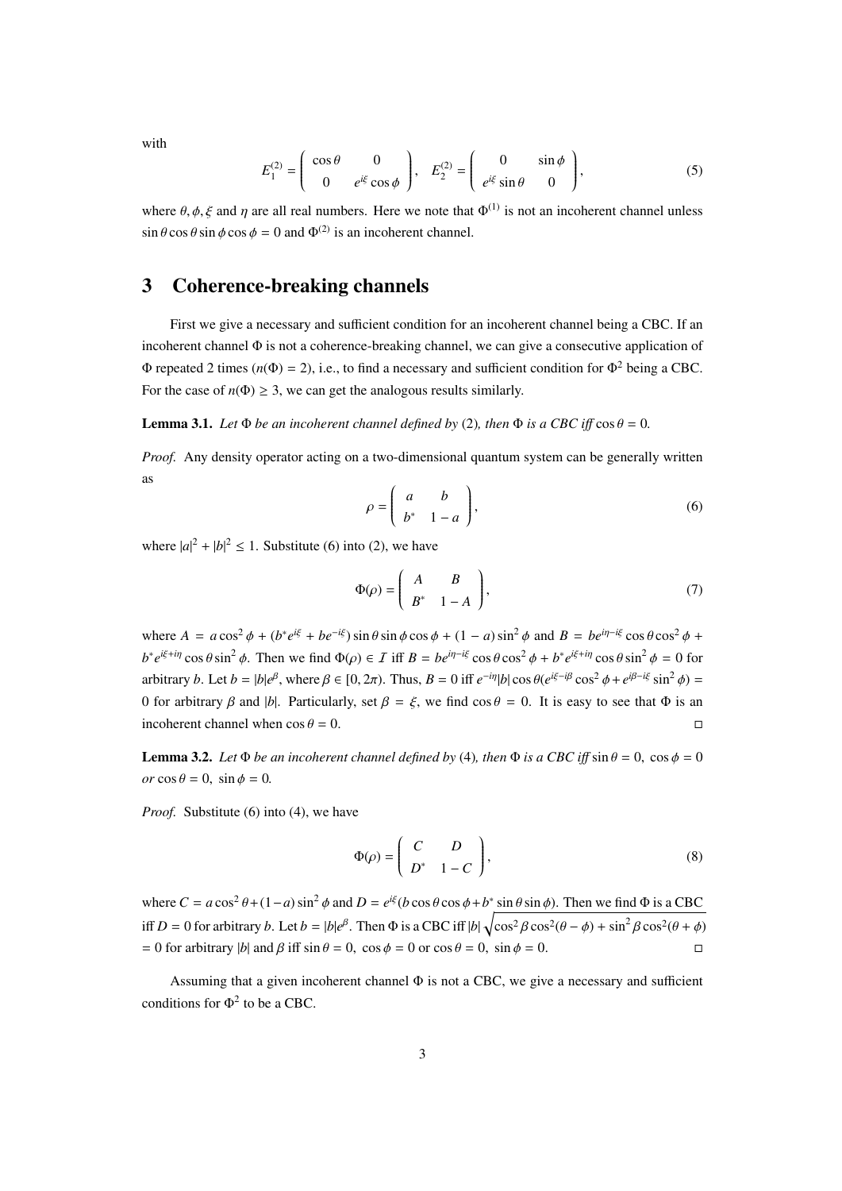with

$$E_1^{(2)} = \begin{pmatrix} \cos\theta & 0 \\ 0 & e^{i\xi}\cos\phi \end{pmatrix}, \quad E_2^{(2)} = \begin{pmatrix} 0 & \sin\phi \\ e^{i\xi}\sin\theta & 0 \end{pmatrix}, \tag{5}$$

where $\theta, \phi, \xi$ and $\eta$ are all real numbers. Here we note that $\Phi^{(1)}$ is not an incoherent channel unless $\sin\theta\cos\theta\sin\phi\cos\phi = 0$ and $\Phi^{(2)}$ is an incoherent channel.

# 3 Coherence-breaking channels

First we give a necessary and sufficient condition for an incoherent channel being a CBC. If an incoherent channel $\Phi$ is not a coherence-breaking channel, we can give a consecutive application of $\Phi$ repeated 2 times ($n(\Phi) = 2$), i.e., to find a necessary and sufficient condition for $\Phi^2$ being a CBC. For the case of $n(\Phi) \geq 3$, we can get the analogous results similarly.

**Lemma 3.1.** *Let $\Phi$ be an incoherent channel defined by* (2)*, then $\Phi$ is a CBC iff $\cos\theta = 0$.*

*Proof.* Any density operator acting on a two-dimensional quantum system can be generally written as

$$\rho = \begin{pmatrix} a & b \\ b^* & 1-a \end{pmatrix}, \tag{6}$$

where $|a|^2 + |b|^2 \leq 1$. Substitute (6) into (2), we have

$$\Phi(\rho) = \begin{pmatrix} A & B \\ B^* & 1-A \end{pmatrix}, \tag{7}$$

where $A = a\cos^2\phi + (b^* e^{i\xi} + be^{-i\xi})\sin\theta\sin\phi\cos\phi + (1-a)\sin^2\phi$ and $B = be^{i\eta - i\xi}\cos\theta\cos^2\phi + b^* e^{i\xi + i\eta}\cos\theta\sin^2\phi$. Then we find $\Phi(\rho) \in \mathcal{I}$ iff $B = be^{i\eta - i\xi}\cos\theta\cos^2\phi + b^* e^{i\xi + i\eta}\cos\theta\sin^2\phi = 0$ for arbitrary $b$. Let $b = |b|e^{\beta}$, where $\beta \in [0, 2\pi)$. Thus, $B = 0$ iff $e^{-i\eta}|b|\cos\theta(e^{i\xi - i\beta}\cos^2\phi + e^{i\beta - i\xi}\sin^2\phi) = 0$ for arbitrary $\beta$ and $|b|$. Particularly, set $\beta = \xi$, we find $\cos\theta = 0$. It is easy to see that $\Phi$ is an incoherent channel when $\cos\theta = 0$. $\square$

**Lemma 3.2.** *Let $\Phi$ be an incoherent channel defined by* (4)*, then $\Phi$ is a CBC iff $\sin\theta = 0,\ \cos\phi = 0$ or $\cos\theta = 0,\ \sin\phi = 0$.*

*Proof.* Substitute (6) into (4), we have

$$\Phi(\rho) = \begin{pmatrix} C & D \\ D^* & 1-C \end{pmatrix}, \tag{8}$$

where $C = a\cos^2\theta + (1-a)\sin^2\phi$ and $D = e^{i\xi}(b\cos\theta\cos\phi + b^*\sin\theta\sin\phi)$. Then we find $\Phi$ is a CBC iff $D = 0$ for arbitrary $b$. Let $b = |b|e^{\beta}$. Then $\Phi$ is a CBC iff $|b|\sqrt{\cos^2\beta\cos^2(\theta - \phi) + \sin^2\beta\cos^2(\theta + \phi)} = 0$ for arbitrary $|b|$ and $\beta$ iff $\sin\theta = 0,\ \cos\phi = 0$ or $\cos\theta = 0,\ \sin\phi = 0$. $\square$

Assuming that a given incoherent channel $\Phi$ is not a CBC, we give a necessary and sufficient conditions for $\Phi^2$ to be a CBC.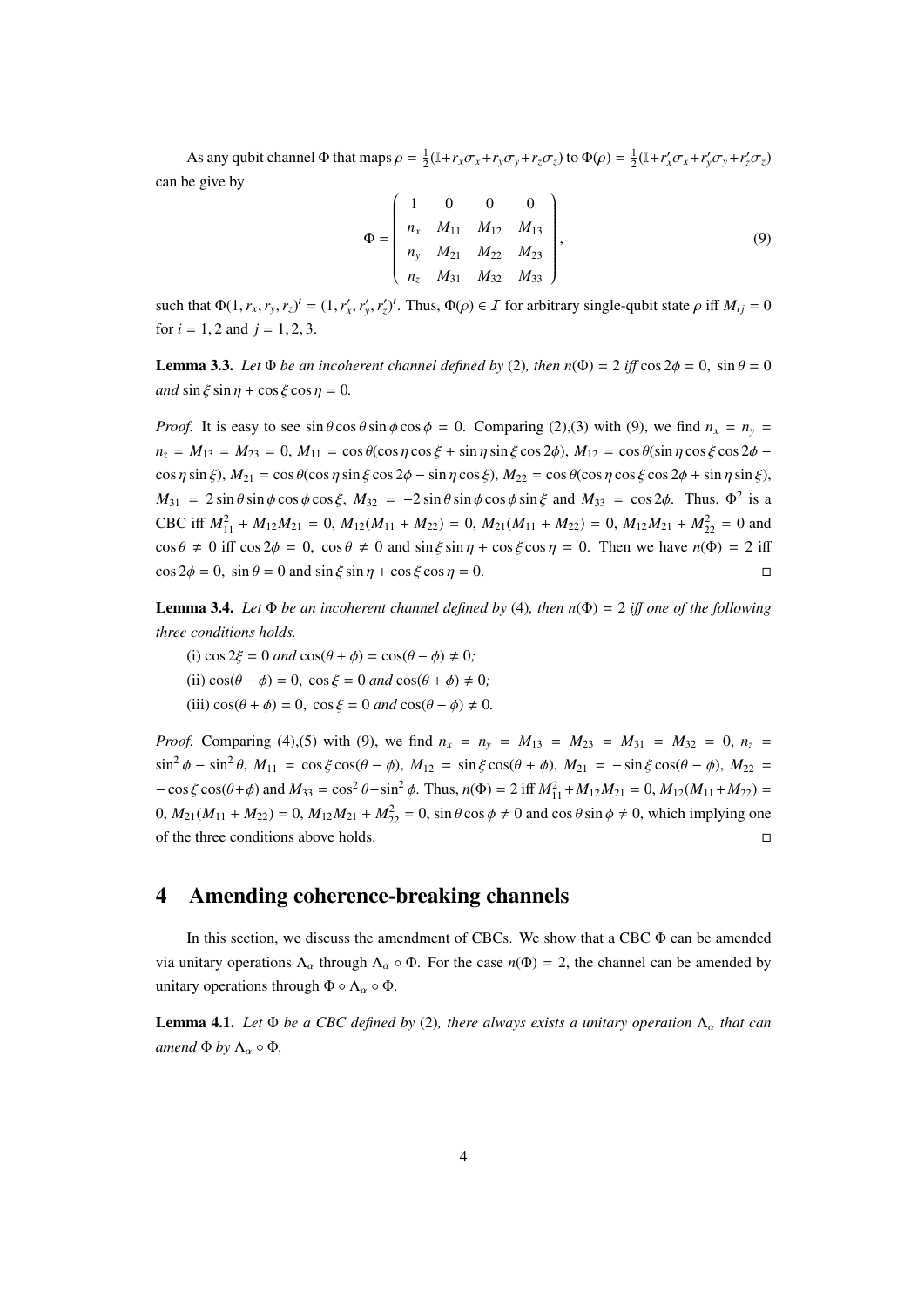As any qubit channel $\Phi$ that maps $\rho = \frac{1}{2}(\mathbb{I}+r_x\sigma_x+r_y\sigma_y+r_z\sigma_z)$ to $\Phi(\rho) = \frac{1}{2}(\mathbb{I}+r'_x\sigma_x+r'_y\sigma_y+r'_z\sigma_z)$ can be give by

$$\Phi = \begin{pmatrix} 1 & 0 & 0 & 0 \\ n_x & M_{11} & M_{12} & M_{13} \\ n_y & M_{21} & M_{22} & M_{23} \\ n_z & M_{31} & M_{32} & M_{33} \end{pmatrix}, \tag{9}$$

such that $\Phi(1, r_x, r_y, r_z)^t = (1, r'_x, r'_y, r'_z)^t$. Thus, $\Phi(\rho) \in \mathcal{I}$ for arbitrary single-qubit state $\rho$ iff $M_{ij} = 0$ for $i = 1, 2$ and $j = 1, 2, 3$.

**Lemma 3.3.** *Let $\Phi$ be an incoherent channel defined by* (2)*, then $n(\Phi) = 2$ iff $\cos 2\phi = 0,\ \sin\theta = 0$ and $\sin\xi\sin\eta + \cos\xi\cos\eta = 0$.*

*Proof.* It is easy to see $\sin\theta\cos\theta\sin\phi\cos\phi = 0$. Comparing (2),(3) with (9), we find $n_x = n_y = n_z = M_{13} = M_{23} = 0$, $M_{11} = \cos\theta(\cos\eta\cos\xi + \sin\eta\sin\xi\cos 2\phi)$, $M_{12} = \cos\theta(\sin\eta\cos\xi\cos 2\phi - \cos\eta\sin\xi)$, $M_{21} = \cos\theta(\cos\eta\sin\xi\cos 2\phi - \sin\eta\cos\xi)$, $M_{22} = \cos\theta(\cos\eta\cos\xi\cos 2\phi + \sin\eta\sin\xi)$, $M_{31} = 2\sin\theta\sin\phi\cos\phi\cos\xi$, $M_{32} = -2\sin\theta\sin\phi\cos\phi\sin\xi$ and $M_{33} = \cos 2\phi$. Thus, $\Phi^2$ is a CBC iff $M_{11}^2 + M_{12}M_{21} = 0$, $M_{12}(M_{11} + M_{22}) = 0$, $M_{21}(M_{11} + M_{22}) = 0$, $M_{12}M_{21} + M_{22}^2 = 0$ and $\cos\theta \neq 0$ iff $\cos 2\phi = 0,\ \cos\theta \neq 0$ and $\sin\xi\sin\eta + \cos\xi\cos\eta = 0$. Then we have $n(\Phi) = 2$ iff $\cos 2\phi = 0,\ \sin\theta = 0$ and $\sin\xi\sin\eta + \cos\xi\cos\eta = 0$. $\square$

**Lemma 3.4.** *Let $\Phi$ be an incoherent channel defined by* (4)*, then $n(\Phi) = 2$ iff one of the following three conditions holds.*

(i) $\cos 2\xi = 0$ *and* $\cos(\theta + \phi) = \cos(\theta - \phi) \neq 0$*;*

(ii) $\cos(\theta - \phi) = 0,\ \cos\xi = 0$ *and* $\cos(\theta + \phi) \neq 0$*;*

(iii) $\cos(\theta + \phi) = 0,\ \cos\xi = 0$ *and* $\cos(\theta - \phi) \neq 0$.

*Proof.* Comparing (4),(5) with (9), we find $n_x = n_y = M_{13} = M_{23} = M_{31} = M_{32} = 0$, $n_z = \sin^2\phi - \sin^2\theta$, $M_{11} = \cos\xi\cos(\theta - \phi)$, $M_{12} = \sin\xi\cos(\theta + \phi)$, $M_{21} = -\sin\xi\cos(\theta - \phi)$, $M_{22} = -\cos\xi\cos(\theta+\phi)$ and $M_{33} = \cos^2\theta - \sin^2\phi$. Thus, $n(\Phi) = 2$ iff $M_{11}^2 + M_{12}M_{21} = 0$, $M_{12}(M_{11} + M_{22}) = 0$, $M_{21}(M_{11} + M_{22}) = 0$, $M_{12}M_{21} + M_{22}^2 = 0$, $\sin\theta\cos\phi \neq 0$ and $\cos\theta\sin\phi \neq 0$, which implying one of the three conditions above holds. $\square$

## 4 Amending coherence-breaking channels

In this section, we discuss the amendment of CBCs. We show that a CBC $\Phi$ can be amended via unitary operations $\Lambda_\alpha$ through $\Lambda_\alpha \circ \Phi$. For the case $n(\Phi) = 2$, the channel can be amended by unitary operations through $\Phi \circ \Lambda_\alpha \circ \Phi$.

**Lemma 4.1.** *Let $\Phi$ be a CBC defined by* (2)*, there always exists a unitary operation $\Lambda_\alpha$ that can amend $\Phi$ by $\Lambda_\alpha \circ \Phi$.*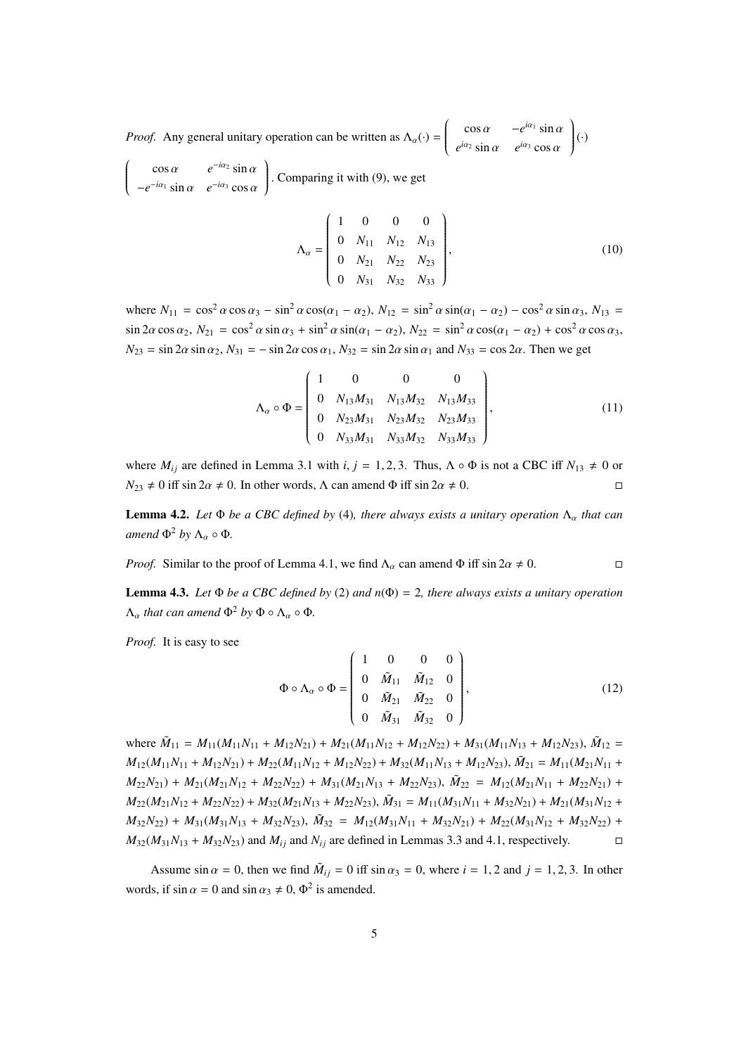*Proof.* Any general unitary operation can be written as $\Lambda_\alpha(\cdot) = \begin{pmatrix} \cos\alpha & -e^{i\alpha_1}\sin\alpha \\ e^{i\alpha_2}\sin\alpha & e^{i\alpha_3}\cos\alpha \end{pmatrix}(\cdot)$ $\begin{pmatrix} \cos\alpha & e^{-i\alpha_2}\sin\alpha \\ -e^{-i\alpha_1}\sin\alpha & e^{-i\alpha_3}\cos\alpha \end{pmatrix}$. Comparing it with (9), we get

$$\Lambda_\alpha = \begin{pmatrix} 1 & 0 & 0 & 0 \\ 0 & N_{11} & N_{12} & N_{13} \\ 0 & N_{21} & N_{22} & N_{23} \\ 0 & N_{31} & N_{32} & N_{33} \end{pmatrix}, \tag{10}$$

where $N_{11} = \cos^2\alpha\cos\alpha_3 - \sin^2\alpha\cos(\alpha_1-\alpha_2)$, $N_{12} = \sin^2\alpha\sin(\alpha_1-\alpha_2) - \cos^2\alpha\sin\alpha_3$, $N_{13} = \sin 2\alpha\cos\alpha_2$, $N_{21} = \cos^2\alpha\sin\alpha_3 + \sin^2\alpha\sin(\alpha_1-\alpha_2)$, $N_{22} = \sin^2\alpha\cos(\alpha_1-\alpha_2) + \cos^2\alpha\cos\alpha_3$, $N_{23} = \sin 2\alpha\sin\alpha_2$, $N_{31} = -\sin 2\alpha\cos\alpha_1$, $N_{32} = \sin 2\alpha\sin\alpha_1$ and $N_{33} = \cos 2\alpha$. Then we get

$$\Lambda_\alpha \circ \Phi = \begin{pmatrix} 1 & 0 & 0 & 0 \\ 0 & N_{13}M_{31} & N_{13}M_{32} & N_{13}M_{33} \\ 0 & N_{23}M_{31} & N_{23}M_{32} & N_{23}M_{33} \\ 0 & N_{33}M_{31} & N_{33}M_{32} & N_{33}M_{33} \end{pmatrix}, \tag{11}$$

where $M_{ij}$ are defined in Lemma 3.1 with $i, j = 1, 2, 3$. Thus, $\Lambda \circ \Phi$ is not a CBC iff $N_{13} \neq 0$ or $N_{23} \neq 0$ iff $\sin 2\alpha \neq 0$. In other words, $\Lambda$ can amend $\Phi$ iff $\sin 2\alpha \neq 0$. □

**Lemma 4.2.** *Let $\Phi$ be a CBC defined by* (4)*, there always exists a unitary operation $\Lambda_\alpha$ that can amend $\Phi^2$ by $\Lambda_\alpha \circ \Phi$.*

*Proof.* Similar to the proof of Lemma 4.1, we find $\Lambda_\alpha$ can amend $\Phi$ iff $\sin 2\alpha \neq 0$. □

**Lemma 4.3.** *Let $\Phi$ be a CBC defined by* (2) *and $n(\Phi) = 2$, there always exists a unitary operation $\Lambda_\alpha$ that can amend $\Phi^2$ by $\Phi \circ \Lambda_\alpha \circ \Phi$.*

*Proof.* It is easy to see

$$\Phi \circ \Lambda_\alpha \circ \Phi = \begin{pmatrix} 1 & 0 & 0 & 0 \\ 0 & \tilde{M}_{11} & \tilde{M}_{12} & 0 \\ 0 & \tilde{M}_{21} & \tilde{M}_{22} & 0 \\ 0 & \tilde{M}_{31} & \tilde{M}_{32} & 0 \end{pmatrix}, \tag{12}$$

where $\tilde{M}_{11} = M_{11}(M_{11}N_{11} + M_{12}N_{21}) + M_{21}(M_{11}N_{12} + M_{12}N_{22}) + M_{31}(M_{11}N_{13} + M_{12}N_{23})$, $\tilde{M}_{12} = M_{12}(M_{11}N_{11} + M_{12}N_{21}) + M_{22}(M_{11}N_{12} + M_{12}N_{22}) + M_{32}(M_{11}N_{13} + M_{12}N_{23})$, $\tilde{M}_{21} = M_{11}(M_{21}N_{11} + M_{22}N_{21}) + M_{21}(M_{21}N_{12} + M_{22}N_{22}) + M_{31}(M_{21}N_{13} + M_{22}N_{23})$, $\tilde{M}_{22} = M_{12}(M_{21}N_{11} + M_{22}N_{21}) + M_{22}(M_{21}N_{12} + M_{22}N_{22}) + M_{32}(M_{21}N_{13} + M_{22}N_{23})$, $\tilde{M}_{31} = M_{11}(M_{31}N_{11} + M_{32}N_{21}) + M_{21}(M_{31}N_{12} + M_{32}N_{22}) + M_{31}(M_{31}N_{13} + M_{32}N_{23})$, $\tilde{M}_{32} = M_{12}(M_{31}N_{11} + M_{32}N_{21}) + M_{22}(M_{31}N_{12} + M_{32}N_{22}) + M_{32}(M_{31}N_{13} + M_{32}N_{23})$ and $M_{ij}$ and $N_{ij}$ are defined in Lemmas 3.3 and 4.1, respectively. □

Assume $\sin\alpha = 0$, then we find $\tilde{M}_{ij} = 0$ iff $\sin\alpha_3 = 0$, where $i = 1, 2$ and $j = 1, 2, 3$. In other words, if $\sin\alpha = 0$ and $\sin\alpha_3 \neq 0$, $\Phi^2$ is amended.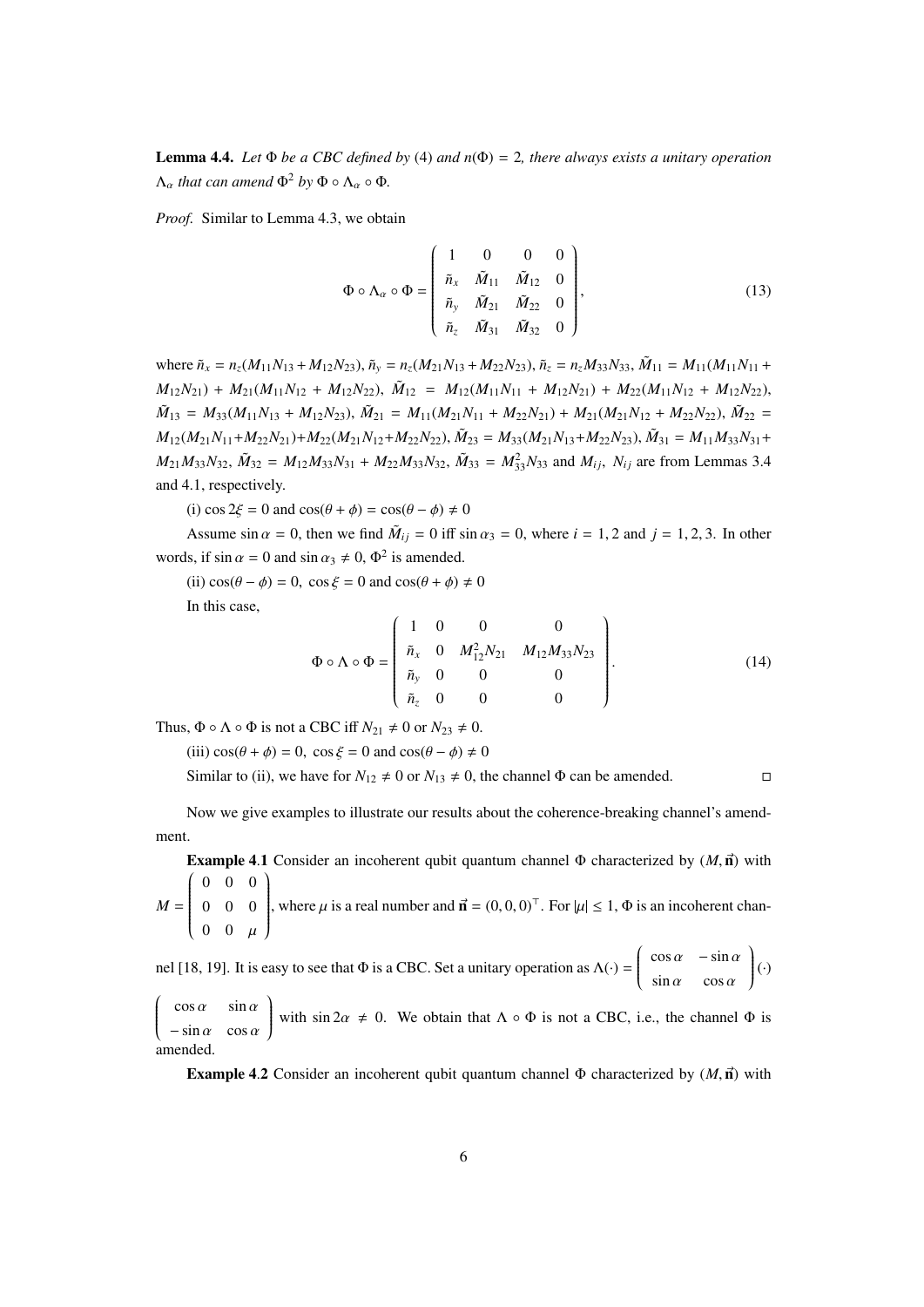**Lemma 4.4.** *Let $\Phi$ be a CBC defined by* (4) *and $n(\Phi) = 2$, there always exists a unitary operation $\Lambda_\alpha$ that can amend $\Phi^2$ by $\Phi \circ \Lambda_\alpha \circ \Phi$.*

*Proof.* Similar to Lemma 4.3, we obtain

$$\Phi \circ \Lambda_\alpha \circ \Phi = \begin{pmatrix} 1 & 0 & 0 & 0 \\ \tilde{n}_x & \tilde{M}_{11} & \tilde{M}_{12} & 0 \\ \tilde{n}_y & \tilde{M}_{21} & \tilde{M}_{22} & 0 \\ \tilde{n}_z & \tilde{M}_{31} & \tilde{M}_{32} & 0 \end{pmatrix}, \tag{13}$$

where $\tilde{n}_x = n_z(M_{11}N_{13} + M_{12}N_{23})$, $\tilde{n}_y = n_z(M_{21}N_{13} + M_{22}N_{23})$, $\tilde{n}_z = n_z M_{33}N_{33}$, $\tilde{M}_{11} = M_{11}(M_{11}N_{11} + M_{12}N_{21}) + M_{21}(M_{11}N_{12} + M_{12}N_{22})$, $\tilde{M}_{12} = M_{12}(M_{11}N_{11} + M_{12}N_{21}) + M_{22}(M_{11}N_{12} + M_{12}N_{22})$, $\tilde{M}_{13} = M_{33}(M_{11}N_{13} + M_{12}N_{23})$, $\tilde{M}_{21} = M_{11}(M_{21}N_{11} + M_{22}N_{21}) + M_{21}(M_{21}N_{12} + M_{22}N_{22})$, $\tilde{M}_{22} = M_{12}(M_{21}N_{11}+M_{22}N_{21})+M_{22}(M_{21}N_{12}+M_{22}N_{22})$, $\tilde{M}_{23} = M_{33}(M_{21}N_{13}+M_{22}N_{23})$, $\tilde{M}_{31} = M_{11}M_{33}N_{31}+ M_{21}M_{33}N_{32}$, $\tilde{M}_{32} = M_{12}M_{33}N_{31} + M_{22}M_{33}N_{32}$, $\tilde{M}_{33} = M_{33}^2 N_{33}$ and $M_{ij}$, $N_{ij}$ are from Lemmas 3.4 and 4.1, respectively.

(i) $\cos 2\xi = 0$ and $\cos(\theta + \phi) = \cos(\theta - \phi) \neq 0$

Assume $\sin\alpha = 0$, then we find $\tilde{M}_{ij} = 0$ iff $\sin\alpha_3 = 0$, where $i = 1, 2$ and $j = 1, 2, 3$. In other words, if $\sin\alpha = 0$ and $\sin\alpha_3 \neq 0$, $\Phi^2$ is amended.

(ii) $\cos(\theta - \phi) = 0$, $\cos\xi = 0$ and $\cos(\theta + \phi) \neq 0$

In this case,

$$\Phi \circ \Lambda \circ \Phi = \begin{pmatrix} 1 & 0 & 0 & 0 \\ \tilde{n}_x & 0 & M_{12}^2 N_{21} & M_{12}M_{33}N_{23} \\ \tilde{n}_y & 0 & 0 & 0 \\ \tilde{n}_z & 0 & 0 & 0 \end{pmatrix}. \tag{14}$$

Thus, $\Phi \circ \Lambda \circ \Phi$ is not a CBC iff $N_{21} \neq 0$ or $N_{23} \neq 0$.

(iii) $\cos(\theta + \phi) = 0$, $\cos\xi = 0$ and $\cos(\theta - \phi) \neq 0$

Similar to (ii), we have for $N_{12} \neq 0$ or $N_{13} \neq 0$, the channel $\Phi$ can be amended. □

Now we give examples to illustrate our results about the coherence-breaking channel's amendment.

**Example 4.1** Consider an incoherent qubit quantum channel $\Phi$ characterized by $(M, \vec{\mathbf{n}})$ with $M = \begin{pmatrix} 0 & 0 & 0 \\ 0 & 0 & 0 \\ 0 & 0 & \mu \end{pmatrix}$, where $\mu$ is a real number and $\vec{\mathbf{n}} = (0, 0, 0)^\top$. For $|\mu| \leq 1$, $\Phi$ is an incoherent channel [18, 19]. It is easy to see that $\Phi$ is a CBC. Set a unitary operation as $\Lambda(\cdot) = \begin{pmatrix} \cos\alpha & -\sin\alpha \\ \sin\alpha & \cos\alpha \end{pmatrix}(\cdot) \begin{pmatrix} \cos\alpha & \sin\alpha \\ -\sin\alpha & \cos\alpha \end{pmatrix}$ with $\sin 2\alpha \neq 0$. We obtain that $\Lambda \circ \Phi$ is not a CBC, i.e., the channel $\Phi$ is amended.

**Example 4.2** Consider an incoherent qubit quantum channel $\Phi$ characterized by $(M, \vec{\mathbf{n}})$ with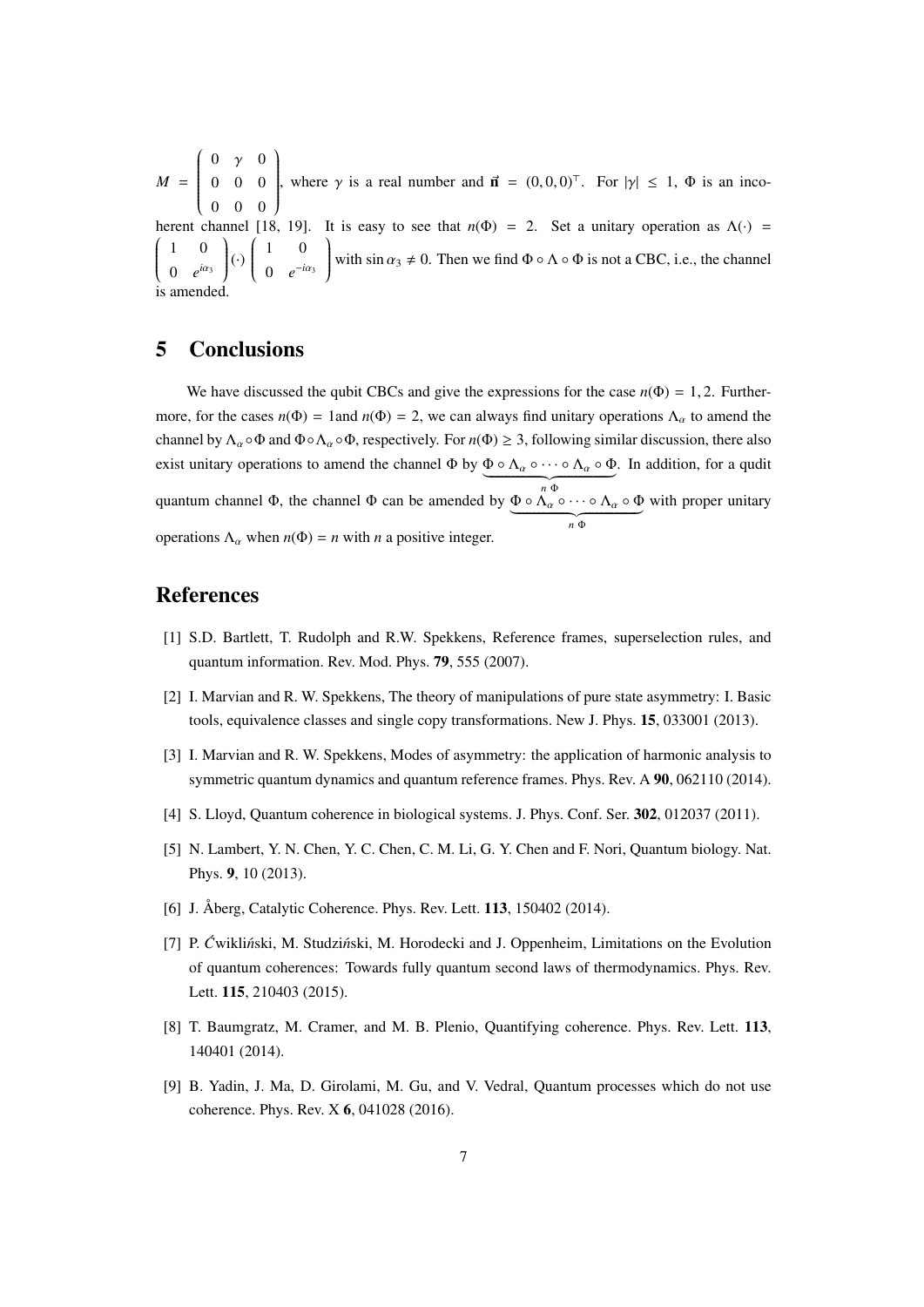$M = \begin{pmatrix} 0 & \gamma & 0 \\ 0 & 0 & 0 \\ 0 & 0 & 0 \end{pmatrix}$, where $\gamma$ is a real number and $\vec{n} = (0, 0, 0)^\top$. For $|\gamma| \leq 1$, $\Phi$ is an incoherent channel [18, 19]. It is easy to see that $n(\Phi) = 2$. Set a unitary operation as $\Lambda(\cdot) = \begin{pmatrix} 1 & 0 \\ 0 & e^{i\alpha_3} \end{pmatrix} (\cdot) \begin{pmatrix} 1 & 0 \\ 0 & e^{-i\alpha_3} \end{pmatrix}$ with $\sin \alpha_3 \neq 0$. Then we find $\Phi \circ \Lambda \circ \Phi$ is not a CBC, i.e., the channel is amended.

## 5 Conclusions

We have discussed the qubit CBCs and give the expressions for the case $n(\Phi) = 1, 2$. Furthermore, for the cases $n(\Phi) = 1$and $n(\Phi) = 2$, we can always find unitary operations $\Lambda_\alpha$ to amend the channel by $\Lambda_\alpha \circ \Phi$ and $\Phi \circ \Lambda_\alpha \circ \Phi$, respectively. For $n(\Phi) \geq 3$, following similar discussion, there also exist unitary operations to amend the channel $\Phi$ by $\underbrace{\Phi \circ \Lambda_\alpha \circ \cdots \circ \Lambda_\alpha \circ \Phi}_{n\ \Phi}$. In addition, for a qudit quantum channel $\Phi$, the channel $\Phi$ can be amended by $\underbrace{\Phi \circ \Lambda_\alpha \circ \cdots \circ \Lambda_\alpha \circ \Phi}_{n\ \Phi}$ with proper unitary operations $\Lambda_\alpha$ when $n(\Phi) = n$ with $n$ a positive integer.

## References

[1] S.D. Bartlett, T. Rudolph and R.W. Spekkens, Reference frames, superselection rules, and quantum information. Rev. Mod. Phys. **79**, 555 (2007).

[2] I. Marvian and R. W. Spekkens, The theory of manipulations of pure state asymmetry: I. Basic tools, equivalence classes and single copy transformations. New J. Phys. **15**, 033001 (2013).

[3] I. Marvian and R. W. Spekkens, Modes of asymmetry: the application of harmonic analysis to symmetric quantum dynamics and quantum reference frames. Phys. Rev. A **90**, 062110 (2014).

[4] S. Lloyd, Quantum coherence in biological systems. J. Phys. Conf. Ser. **302**, 012037 (2011).

[5] N. Lambert, Y. N. Chen, Y. C. Chen, C. M. Li, G. Y. Chen and F. Nori, Quantum biology. Nat. Phys. **9**, 10 (2013).

[6] J. Åberg, Catalytic Coherence. Phys. Rev. Lett. **113**, 150402 (2014).

[7] P. Ćwikliński, M. Studziński, M. Horodecki and J. Oppenheim, Limitations on the Evolution of quantum coherences: Towards fully quantum second laws of thermodynamics. Phys. Rev. Lett. **115**, 210403 (2015).

[8] T. Baumgratz, M. Cramer, and M. B. Plenio, Quantifying coherence. Phys. Rev. Lett. **113**, 140401 (2014).

[9] B. Yadin, J. Ma, D. Girolami, M. Gu, and V. Vedral, Quantum processes which do not use coherence. Phys. Rev. X **6**, 041028 (2016).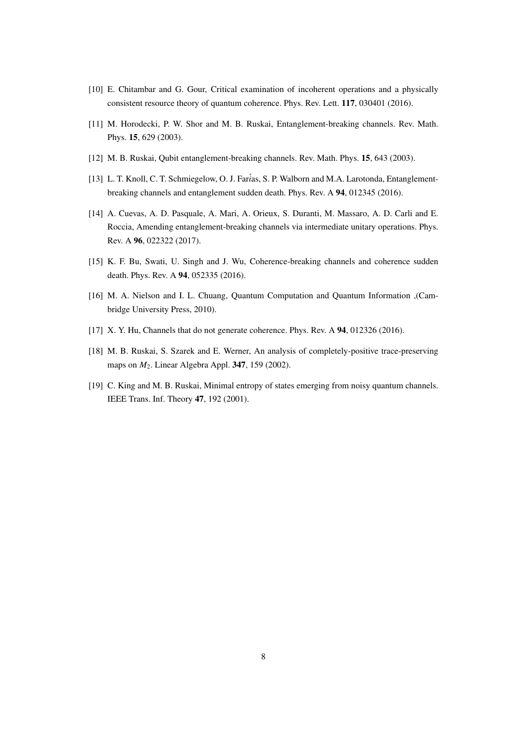[10] E. Chitambar and G. Gour, Critical examination of incoherent operations and a physically consistent resource theory of quantum coherence. Phys. Rev. Lett. **117**, 030401 (2016).

[11] M. Horodecki, P. W. Shor and M. B. Ruskai, Entanglement-breaking channels. Rev. Math. Phys. **15**, 629 (2003).

[12] M. B. Ruskai, Qubit entanglement-breaking channels. Rev. Math. Phys. **15**, 643 (2003).

[13] L. T. Knoll, C. T. Schmiegelow, O. J. Faríás, S. P. Walborn and M.A. Larotonda, Entanglement-breaking channels and entanglement sudden death. Phys. Rev. A **94**, 012345 (2016).

[14] A. Cuevas, A. D. Pasquale, A. Mari, A. Orieux, S. Duranti, M. Massaro, A. D. Carli and E. Roccia, Amending entanglement-breaking channels via intermediate unitary operations. Phys. Rev. A **96**, 022322 (2017).

[15] K. F. Bu, Swati, U. Singh and J. Wu, Coherence-breaking channels and coherence sudden death. Phys. Rev. A **94**, 052335 (2016).

[16] M. A. Nielson and I. L. Chuang, Quantum Computation and Quantum Information ,(Cambridge University Press, 2010).

[17] X. Y. Hu, Channels that do not generate coherence. Phys. Rev. A **94**, 012326 (2016).

[18] M. B. Ruskai, S. Szarek and E. Werner, An analysis of completely-positive trace-preserving maps on $M_2$. Linear Algebra Appl. **347**, 159 (2002).

[19] C. King and M. B. Ruskai, Minimal entropy of states emerging from noisy quantum channels. IEEE Trans. Inf. Theory **47**, 192 (2001).